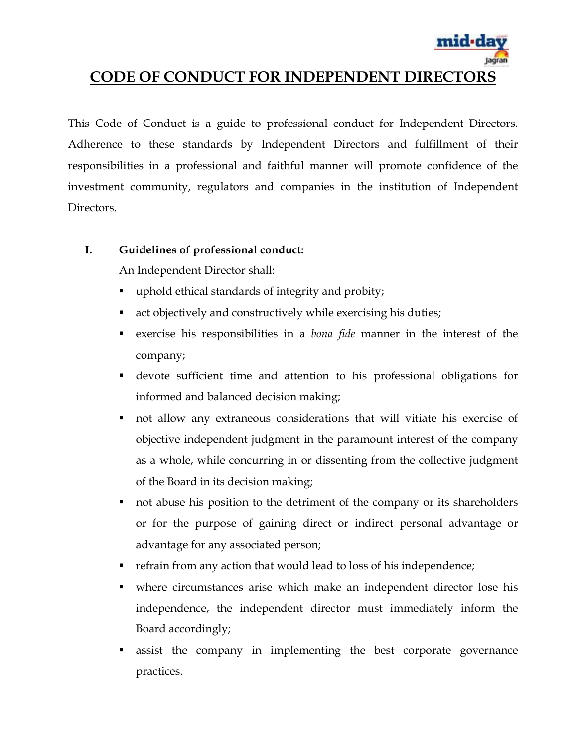# CODE OF CONDUCT FOR INDEPENDENT DIRECTORS

This Code of Conduct is a guide to professional conduct for Independent Directors. Adherence to these standards by Independent Directors and fulfillment of their responsibilities in a professional and faithful manner will promote confidence of the investment community, regulators and companies in the institution of Independent Directors.

## I. Guidelines of professional conduct:

An Independent Director shall:

- uphold ethical standards of integrity and probity;
- act objectively and constructively while exercising his duties;
- exercise his responsibilities in a *bona fide* manner in the interest of the company;
- devote sufficient time and attention to his professional obligations for informed and balanced decision making;
- not allow any extraneous considerations that will vitiate his exercise of objective independent judgment in the paramount interest of the company as a whole, while concurring in or dissenting from the collective judgment of the Board in its decision making;
- not abuse his position to the detriment of the company or its shareholders or for the purpose of gaining direct or indirect personal advantage or advantage for any associated person;
- refrain from any action that would lead to loss of his independence;
- where circumstances arise which make an independent director lose his independence, the independent director must immediately inform the Board accordingly;
- assist the company in implementing the best corporate governance practices.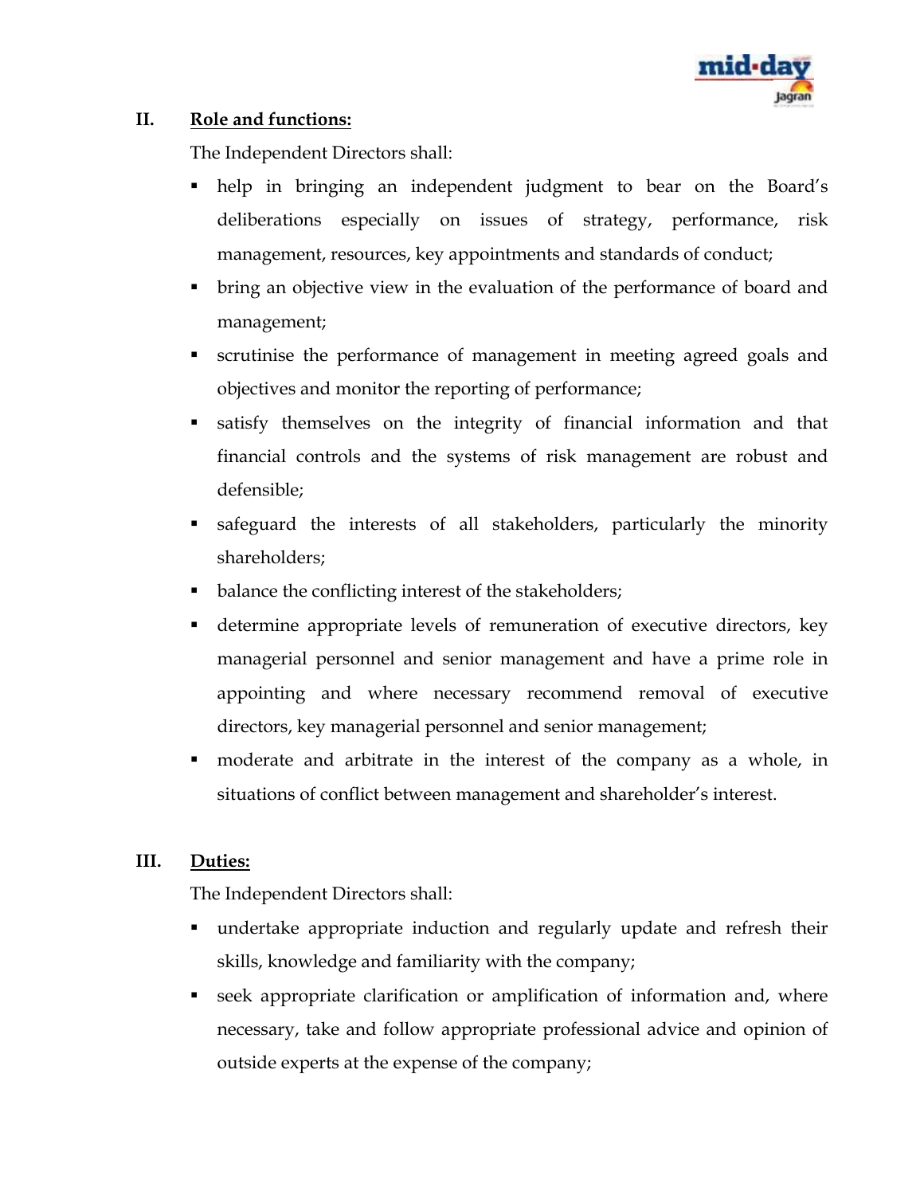## II. Role and functions:

The Independent Directors shall:

- help in bringing an independent judgment to bear on the Board's deliberations especially on issues of strategy, performance, risk management, resources, key appointments and standards of conduct;
- bring an objective view in the evaluation of the performance of board and management;
- scrutinise the performance of management in meeting agreed goals and objectives and monitor the reporting of performance;
- satisfy themselves on the integrity of financial information and that financial controls and the systems of risk management are robust and defensible;
- safeguard the interests of all stakeholders, particularly the minority shareholders;
- balance the conflicting interest of the stakeholders;
- determine appropriate levels of remuneration of executive directors, key managerial personnel and senior management and have a prime role in appointing and where necessary recommend removal of executive directors, key managerial personnel and senior management;
- moderate and arbitrate in the interest of the company as a whole, in situations of conflict between management and shareholder's interest.

## III. Duties:

The Independent Directors shall:

- undertake appropriate induction and regularly update and refresh their skills, knowledge and familiarity with the company;
- seek appropriate clarification or amplification of information and, where necessary, take and follow appropriate professional advice and opinion of outside experts at the expense of the company;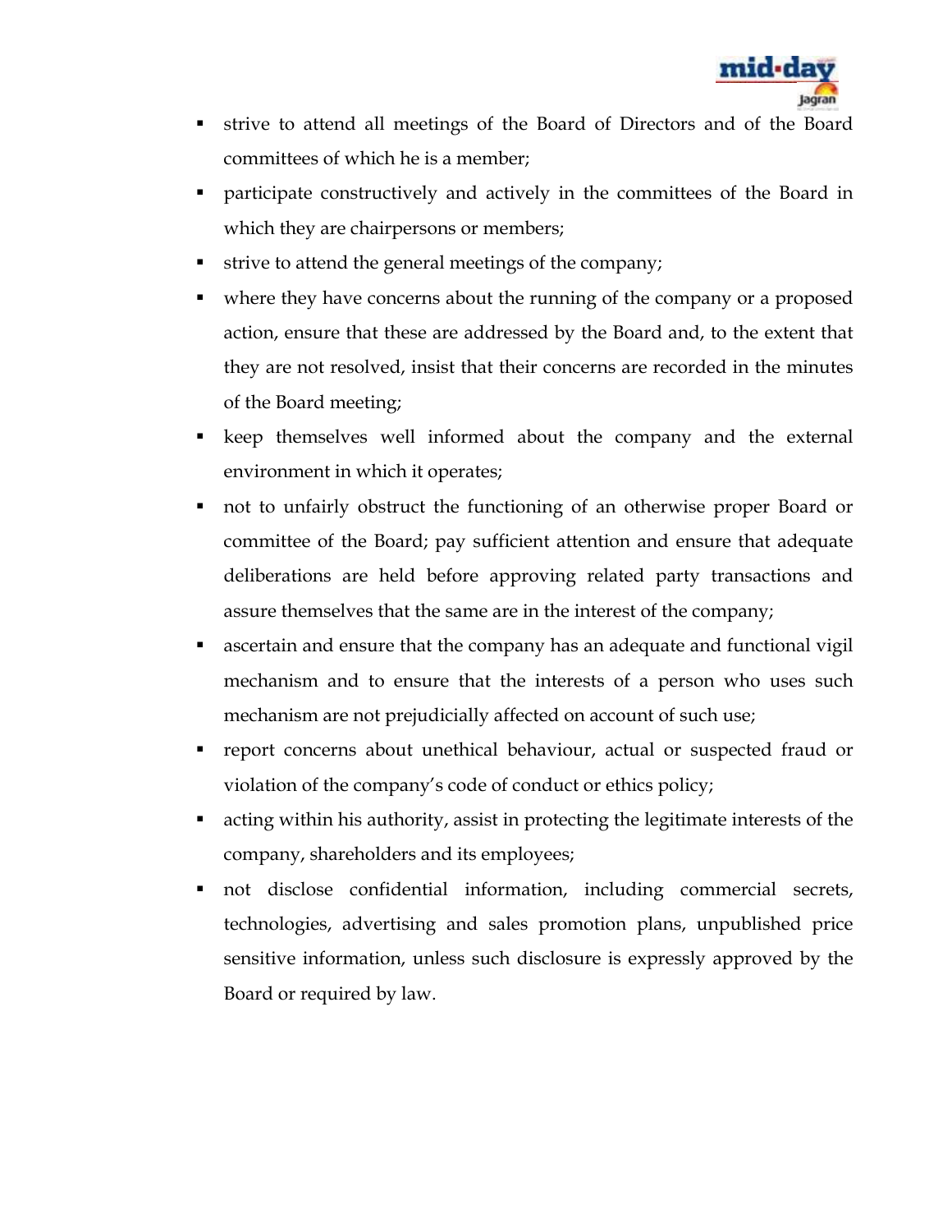- strive to attend all meetings of the Board of Directors and of the Board committees of which he is a member;
- participate constructively and actively in the committees of the Board in which they are chairpersons or members;
- strive to attend the general meetings of the company;
- where they have concerns about the running of the company or a proposed action, ensure that these are addressed by the Board and, to the extent that they are not resolved, insist that their concerns are recorded in the minutes of the Board meeting;
- keep themselves well informed about the company and the external environment in which it operates;
- not to unfairly obstruct the functioning of an otherwise proper Board or committee of the Board; pay sufficient attention and ensure that adequate deliberations are held before approving related party transactions and assure themselves that the same are in the interest of the company;
- ascertain and ensure that the company has an adequate and functional vigil mechanism and to ensure that the interests of a person who uses such mechanism are not prejudicially affected on account of such use;
- report concerns about unethical behaviour, actual or suspected fraud or violation of the company's code of conduct or ethics policy;
- acting within his authority, assist in protecting the legitimate interests of the company, shareholders and its employees;
- not disclose confidential information, including commercial secrets, technologies, advertising and sales promotion plans, unpublished price sensitive information, unless such disclosure is expressly approved by the Board or required by law.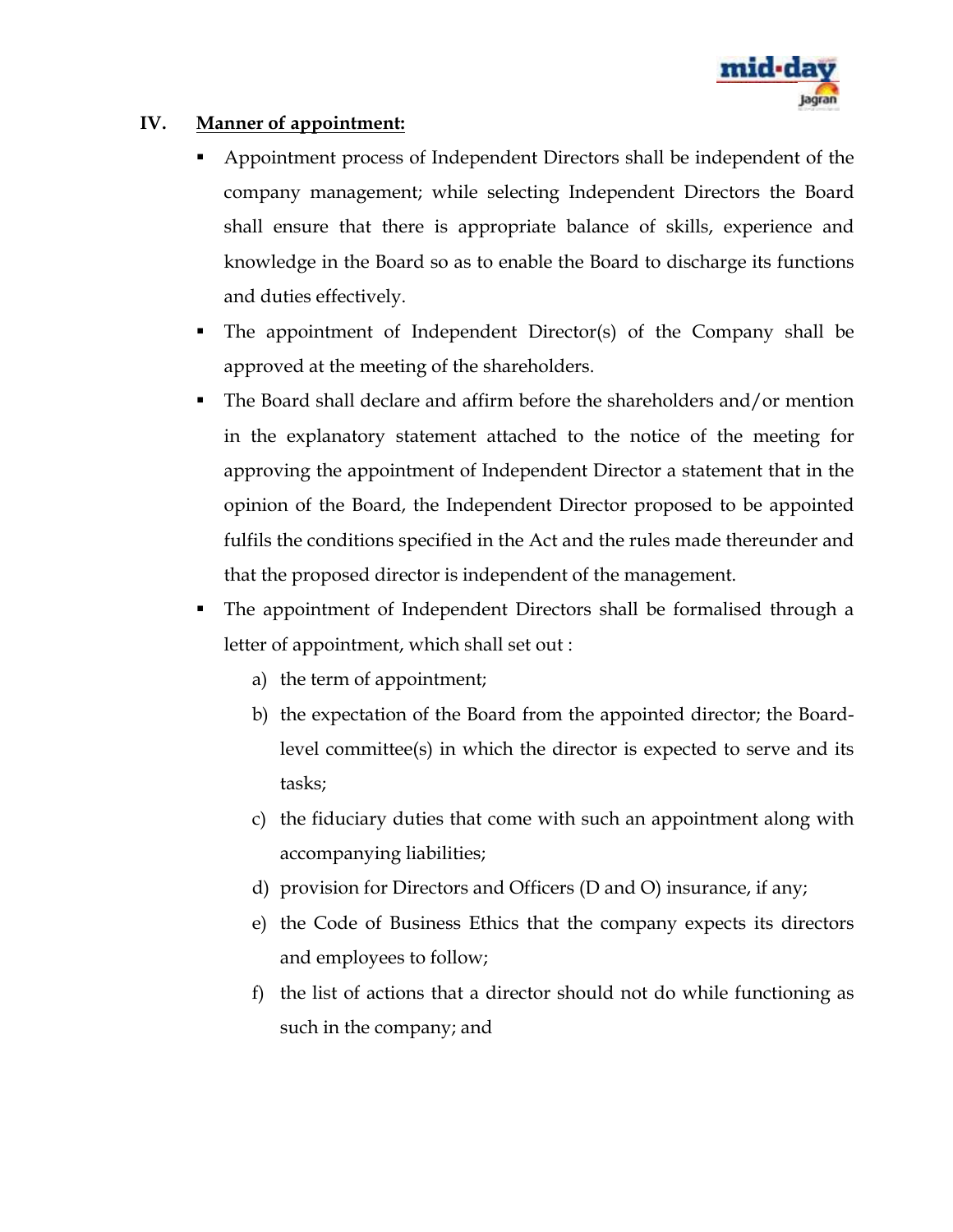## IV. Manner of appointment:

- Appointment process of Independent Directors shall be independent of the company management; while selecting Independent Directors the Board shall ensure that there is appropriate balance of skills, experience and knowledge in the Board so as to enable the Board to discharge its functions and duties effectively.
- The appointment of Independent Director(s) of the Company shall be approved at the meeting of the shareholders.
- The Board shall declare and affirm before the shareholders and/or mention in the explanatory statement attached to the notice of the meeting for approving the appointment of Independent Director a statement that in the opinion of the Board, the Independent Director proposed to be appointed fulfils the conditions specified in the Act and the rules made thereunder and that the proposed director is independent of the management.
- The appointment of Independent Directors shall be formalised through a letter of appointment, which shall set out :
  a) the term of appointment;
  b) the expectation of the Board from the appointed director; the Board-level committee(s) in which the director is expected to serve and its tasks;
  c) the fiduciary duties that come with such an appointment along with accompanying liabilities;
  d) provision for Directors and Officers (D and O) insurance, if any;
  e) the Code of Business Ethics that the company expects its directors and employees to follow;
  f) the list of actions that a director should not do while functioning as such in the company; and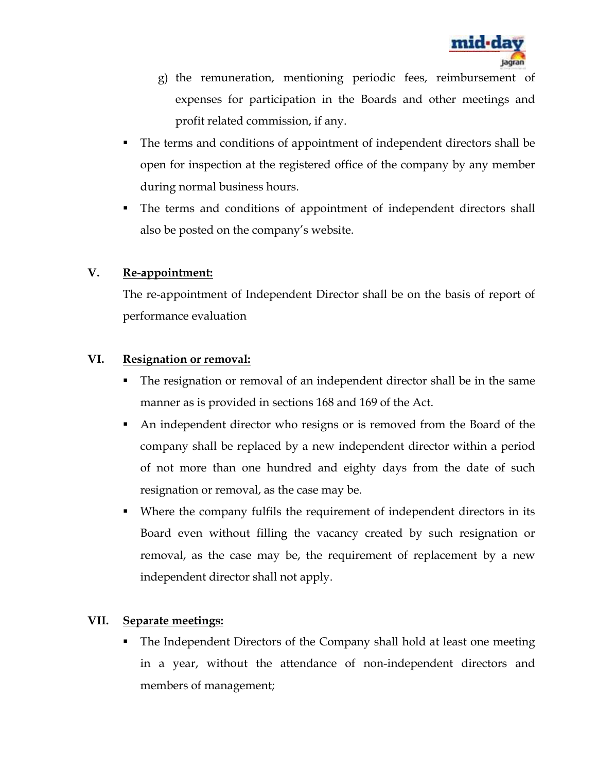g) the remuneration, mentioning periodic fees, reimbursement of expenses for participation in the Boards and other meetings and profit related commission, if any.

- The terms and conditions of appointment of independent directors shall be open for inspection at the registered office of the company by any member during normal business hours.
- The terms and conditions of appointment of independent directors shall also be posted on the company's website.

## V. <u>Re-appointment:</u>

The re-appointment of Independent Director shall be on the basis of report of performance evaluation

## VI. <u>Resignation or removal:</u>

- The resignation or removal of an independent director shall be in the same manner as is provided in sections 168 and 169 of the Act.
- An independent director who resigns or is removed from the Board of the company shall be replaced by a new independent director within a period of not more than one hundred and eighty days from the date of such resignation or removal, as the case may be.
- Where the company fulfils the requirement of independent directors in its Board even without filling the vacancy created by such resignation or removal, as the case may be, the requirement of replacement by a new independent director shall not apply.

## VII. <u>Separate meetings:</u>

- The Independent Directors of the Company shall hold at least one meeting in a year, without the attendance of non-independent directors and members of management;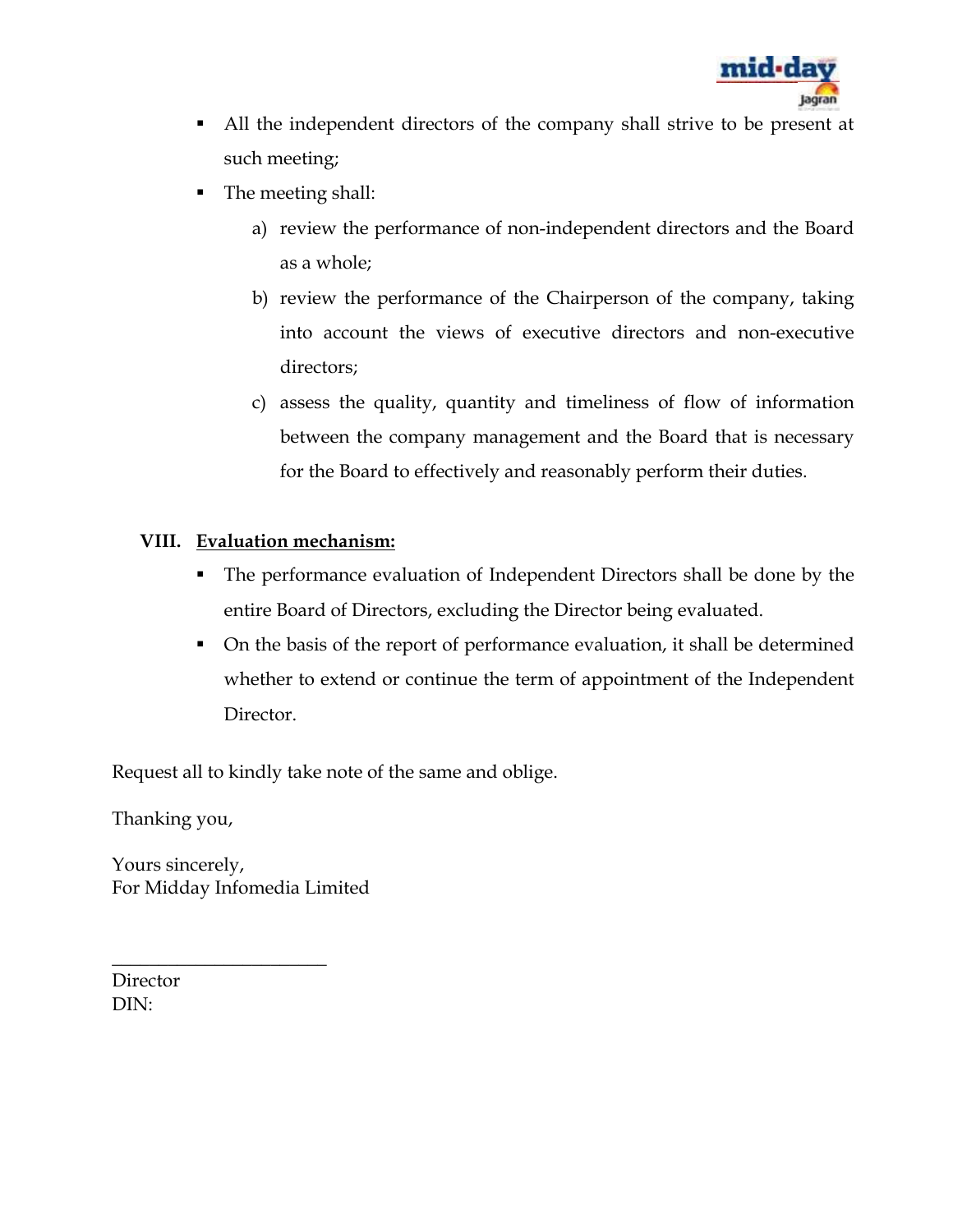- All the independent directors of the company shall strive to be present at such meeting;
- The meeting shall:
  a) review the performance of non-independent directors and the Board as a whole;
  b) review the performance of the Chairperson of the company, taking into account the views of executive directors and non-executive directors;
  c) assess the quality, quantity and timeliness of flow of information between the company management and the Board that is necessary for the Board to effectively and reasonably perform their duties.

**VIII. Evaluation mechanism:**

- The performance evaluation of Independent Directors shall be done by the entire Board of Directors, excluding the Director being evaluated.
- On the basis of the report of performance evaluation, it shall be determined whether to extend or continue the term of appointment of the Independent Director.

Request all to kindly take note of the same and oblige.

Thanking you,

Yours sincerely,
For Midday Infomedia Limited

________________________
Director
DIN: